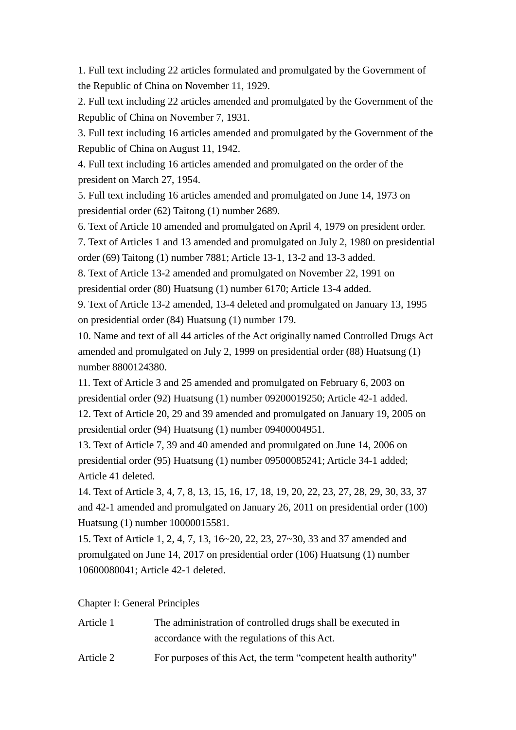1. Full text including 22 articles formulated and promulgated by the Government of the Republic of China on November 11, 1929.
2. Full text including 22 articles amended and promulgated by the Government of the Republic of China on November 7, 1931.
3. Full text including 16 articles amended and promulgated by the Government of the Republic of China on August 11, 1942.
4. Full text including 16 articles amended and promulgated on the order of the president on March 27, 1954.
5. Full text including 16 articles amended and promulgated on June 14, 1973 on presidential order (62) Taitong (1) number 2689.
6. Text of Article 10 amended and promulgated on April 4, 1979 on president order.
7. Text of Articles 1 and 13 amended and promulgated on July 2, 1980 on presidential order (69) Taitong (1) number 7881; Article 13-1, 13-2 and 13-3 added.
8. Text of Article 13-2 amended and promulgated on November 22, 1991 on presidential order (80) Huatsung (1) number 6170; Article 13-4 added.
9. Text of Article 13-2 amended, 13-4 deleted and promulgated on January 13, 1995 on presidential order (84) Huatsung (1) number 179.
10. Name and text of all 44 articles of the Act originally named Controlled Drugs Act amended and promulgated on July 2, 1999 on presidential order (88) Huatsung (1) number 8800124380.
11. Text of Article 3 and 25 amended and promulgated on February 6, 2003 on presidential order (92) Huatsung (1) number 09200019250; Article 42-1 added.
12. Text of Article 20, 29 and 39 amended and promulgated on January 19, 2005 on presidential order (94) Huatsung (1) number 09400004951.
13. Text of Article 7, 39 and 40 amended and promulgated on June 14, 2006 on presidential order (95) Huatsung (1) number 09500085241; Article 34-1 added; Article 41 deleted.
14. Text of Article 3, 4, 7, 8, 13, 15, 16, 17, 18, 19, 20, 22, 23, 27, 28, 29, 30, 33, 37 and 42-1 amended and promulgated on January 26, 2011 on presidential order (100) Huatsung (1) number 10000015581.
15. Text of Article 1, 2, 4, 7, 13, 16~20, 22, 23, 27~30, 33 and 37 amended and promulgated on June 14, 2017 on presidential order (106) Huatsung (1) number 10600080041; Article 42-1 deleted.

## Chapter I: General Principles

**Article 1** The administration of controlled drugs shall be executed in accordance with the regulations of this Act.

**Article 2** For purposes of this Act, the term “competent health authority"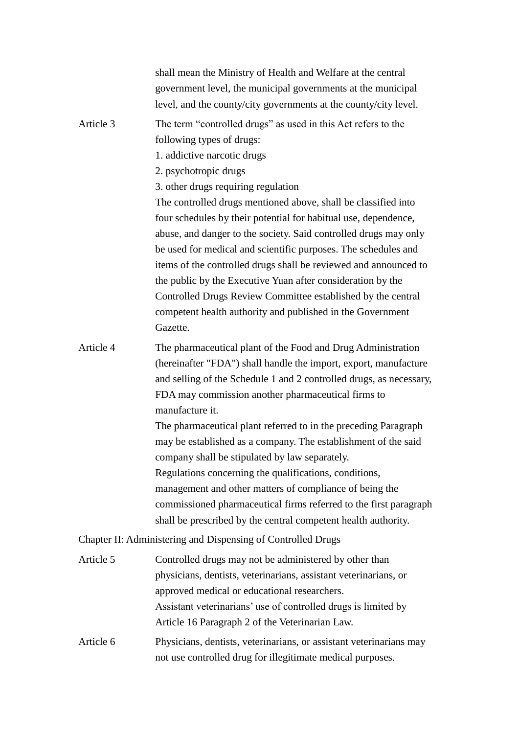shall mean the Ministry of Health and Welfare at the central government level, the municipal governments at the municipal level, and the county/city governments at the county/city level.

**Article 3**

The term “controlled drugs” as used in this Act refers to the following types of drugs:

1. addictive narcotic drugs
2. psychotropic drugs
3. other drugs requiring regulation

The controlled drugs mentioned above, shall be classified into four schedules by their potential for habitual use, dependence, abuse, and danger to the society. Said controlled drugs may only be used for medical and scientific purposes. The schedules and items of the controlled drugs shall be reviewed and announced to the public by the Executive Yuan after consideration by the Controlled Drugs Review Committee established by the central competent health authority and published in the Government Gazette.

**Article 4**

The pharmaceutical plant of the Food and Drug Administration (hereinafter "FDA") shall handle the import, export, manufacture and selling of the Schedule 1 and 2 controlled drugs, as necessary, FDA may commission another pharmaceutical firms to manufacture it.

The pharmaceutical plant referred to in the preceding Paragraph may be established as a company. The establishment of the said company shall be stipulated by law separately.

Regulations concerning the qualifications, conditions, management and other matters of compliance of being the commissioned pharmaceutical firms referred to the first paragraph shall be prescribed by the central competent health authority.

## Chapter II: Administering and Dispensing of Controlled Drugs

**Article 5**

Controlled drugs may not be administered by other than physicians, dentists, veterinarians, assistant veterinarians, or approved medical or educational researchers.

Assistant veterinarians’ use of controlled drugs is limited by Article 16 Paragraph 2 of the Veterinarian Law.

**Article 6**

Physicians, dentists, veterinarians, or assistant veterinarians may not use controlled drug for illegitimate medical purposes.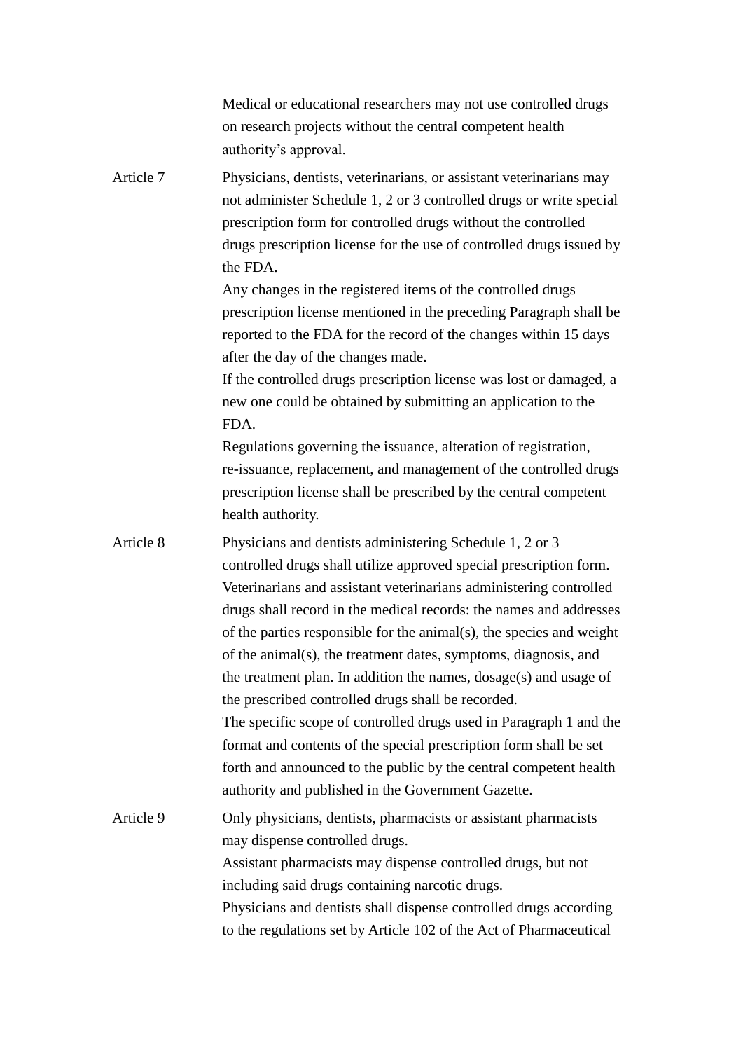Medical or educational researchers may not use controlled drugs on research projects without the central competent health authority's approval.

**Article 7**

Physicians, dentists, veterinarians, or assistant veterinarians may not administer Schedule 1, 2 or 3 controlled drugs or write special prescription form for controlled drugs without the controlled drugs prescription license for the use of controlled drugs issued by the FDA.

Any changes in the registered items of the controlled drugs prescription license mentioned in the preceding Paragraph shall be reported to the FDA for the record of the changes within 15 days after the day of the changes made.

If the controlled drugs prescription license was lost or damaged, a new one could be obtained by submitting an application to the FDA.

Regulations governing the issuance, alteration of registration, re-issuance, replacement, and management of the controlled drugs prescription license shall be prescribed by the central competent health authority.

**Article 8**

Physicians and dentists administering Schedule 1, 2 or 3 controlled drugs shall utilize approved special prescription form.

Veterinarians and assistant veterinarians administering controlled drugs shall record in the medical records: the names and addresses of the parties responsible for the animal(s), the species and weight of the animal(s), the treatment dates, symptoms, diagnosis, and the treatment plan. In addition the names, dosage(s) and usage of the prescribed controlled drugs shall be recorded.

The specific scope of controlled drugs used in Paragraph 1 and the format and contents of the special prescription form shall be set forth and announced to the public by the central competent health authority and published in the Government Gazette.

**Article 9**

Only physicians, dentists, pharmacists or assistant pharmacists may dispense controlled drugs.

Assistant pharmacists may dispense controlled drugs, but not including said drugs containing narcotic drugs.

Physicians and dentists shall dispense controlled drugs according to the regulations set by Article 102 of the Act of Pharmaceutical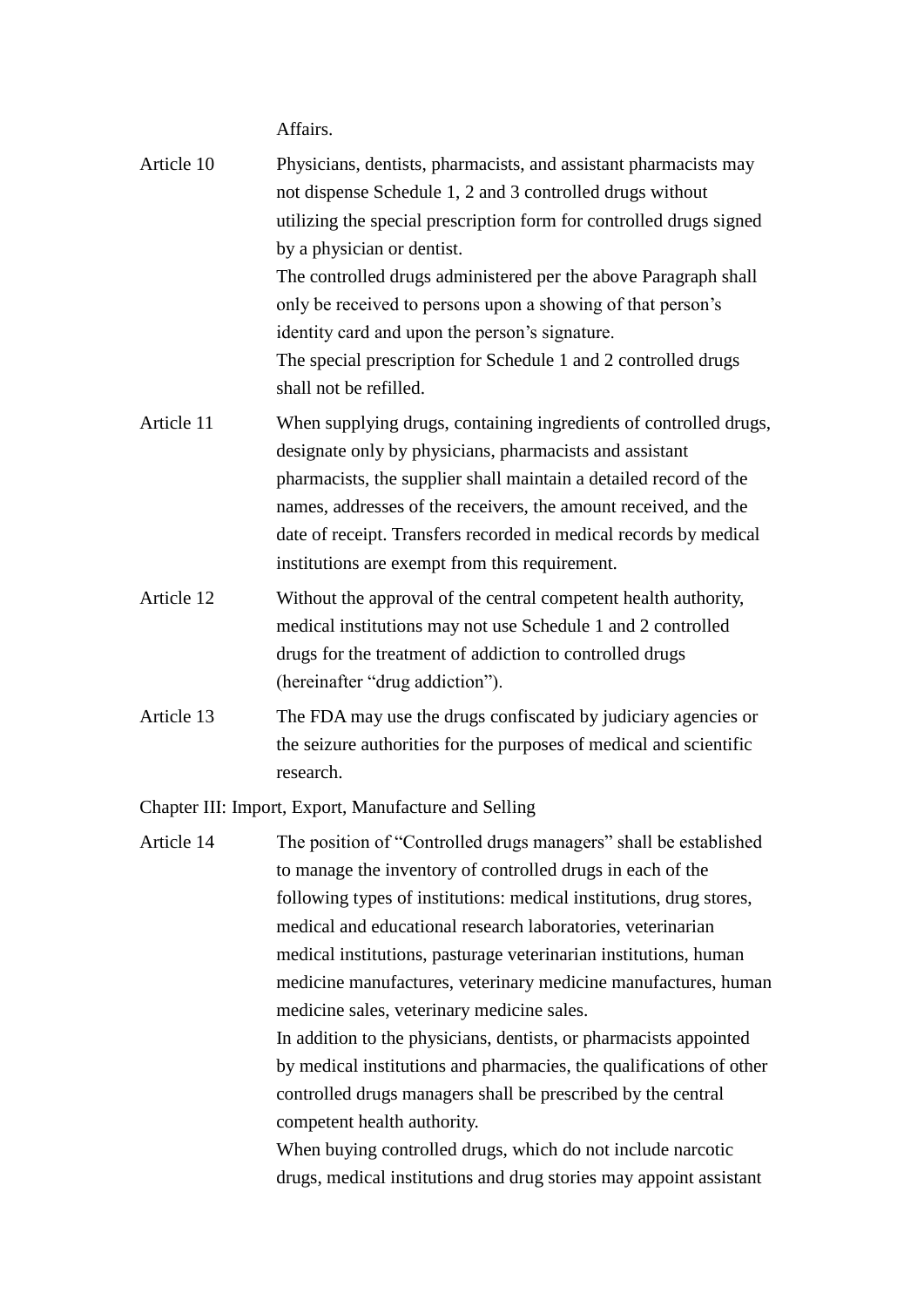Affairs.

Article 10 Physicians, dentists, pharmacists, and assistant pharmacists may not dispense Schedule 1, 2 and 3 controlled drugs without utilizing the special prescription form for controlled drugs signed by a physician or dentist.

The controlled drugs administered per the above Paragraph shall only be received to persons upon a showing of that person's identity card and upon the person's signature.

The special prescription for Schedule 1 and 2 controlled drugs shall not be refilled.

Article 11 When supplying drugs, containing ingredients of controlled drugs, designate only by physicians, pharmacists and assistant pharmacists, the supplier shall maintain a detailed record of the names, addresses of the receivers, the amount received, and the date of receipt. Transfers recorded in medical records by medical institutions are exempt from this requirement.

Article 12 Without the approval of the central competent health authority, medical institutions may not use Schedule 1 and 2 controlled drugs for the treatment of addiction to controlled drugs (hereinafter "drug addiction").

Article 13 The FDA may use the drugs confiscated by judiciary agencies or the seizure authorities for the purposes of medical and scientific research.

## Chapter III: Import, Export, Manufacture and Selling

Article 14 The position of "Controlled drugs managers" shall be established to manage the inventory of controlled drugs in each of the following types of institutions: medical institutions, drug stores, medical and educational research laboratories, veterinarian medical institutions, pasturage veterinarian institutions, human medicine manufactures, veterinary medicine manufactures, human medicine sales, veterinary medicine sales.

In addition to the physicians, dentists, or pharmacists appointed by medical institutions and pharmacies, the qualifications of other controlled drugs managers shall be prescribed by the central competent health authority.

When buying controlled drugs, which do not include narcotic drugs, medical institutions and drug stories may appoint assistant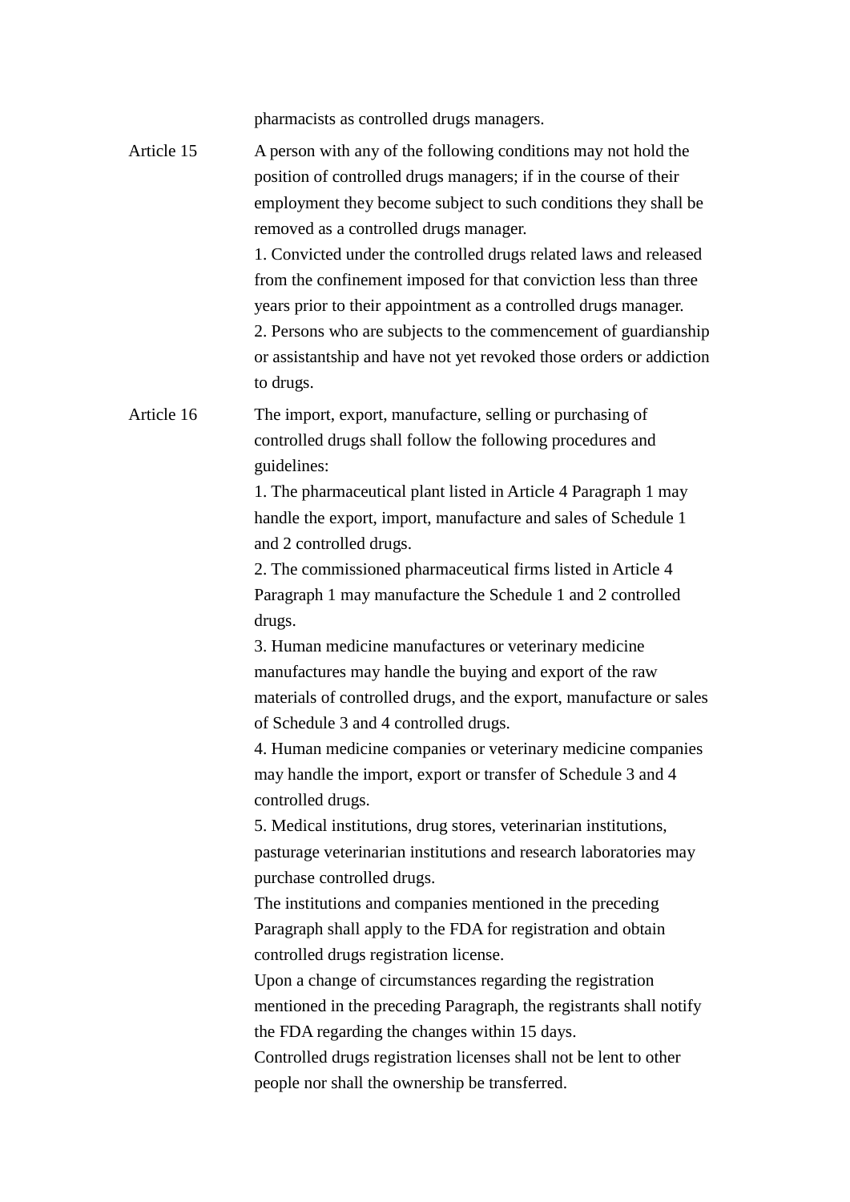pharmacists as controlled drugs managers.

**Article 15**

A person with any of the following conditions may not hold the position of controlled drugs managers; if in the course of their employment they become subject to such conditions they shall be removed as a controlled drugs manager.

1. Convicted under the controlled drugs related laws and released from the confinement imposed for that conviction less than three years prior to their appointment as a controlled drugs manager.
2. Persons who are subjects to the commencement of guardianship or assistantship and have not yet revoked those orders or addiction to drugs.

**Article 16**

The import, export, manufacture, selling or purchasing of controlled drugs shall follow the following procedures and guidelines:

1. The pharmaceutical plant listed in Article 4 Paragraph 1 may handle the export, import, manufacture and sales of Schedule 1 and 2 controlled drugs.
2. The commissioned pharmaceutical firms listed in Article 4 Paragraph 1 may manufacture the Schedule 1 and 2 controlled drugs.
3. Human medicine manufactures or veterinary medicine manufactures may handle the buying and export of the raw materials of controlled drugs, and the export, manufacture or sales of Schedule 3 and 4 controlled drugs.
4. Human medicine companies or veterinary medicine companies may handle the import, export or transfer of Schedule 3 and 4 controlled drugs.
5. Medical institutions, drug stores, veterinarian institutions, pasturage veterinarian institutions and research laboratories may purchase controlled drugs.

The institutions and companies mentioned in the preceding Paragraph shall apply to the FDA for registration and obtain controlled drugs registration license.

Upon a change of circumstances regarding the registration mentioned in the preceding Paragraph, the registrants shall notify the FDA regarding the changes within 15 days.

Controlled drugs registration licenses shall not be lent to other people nor shall the ownership be transferred.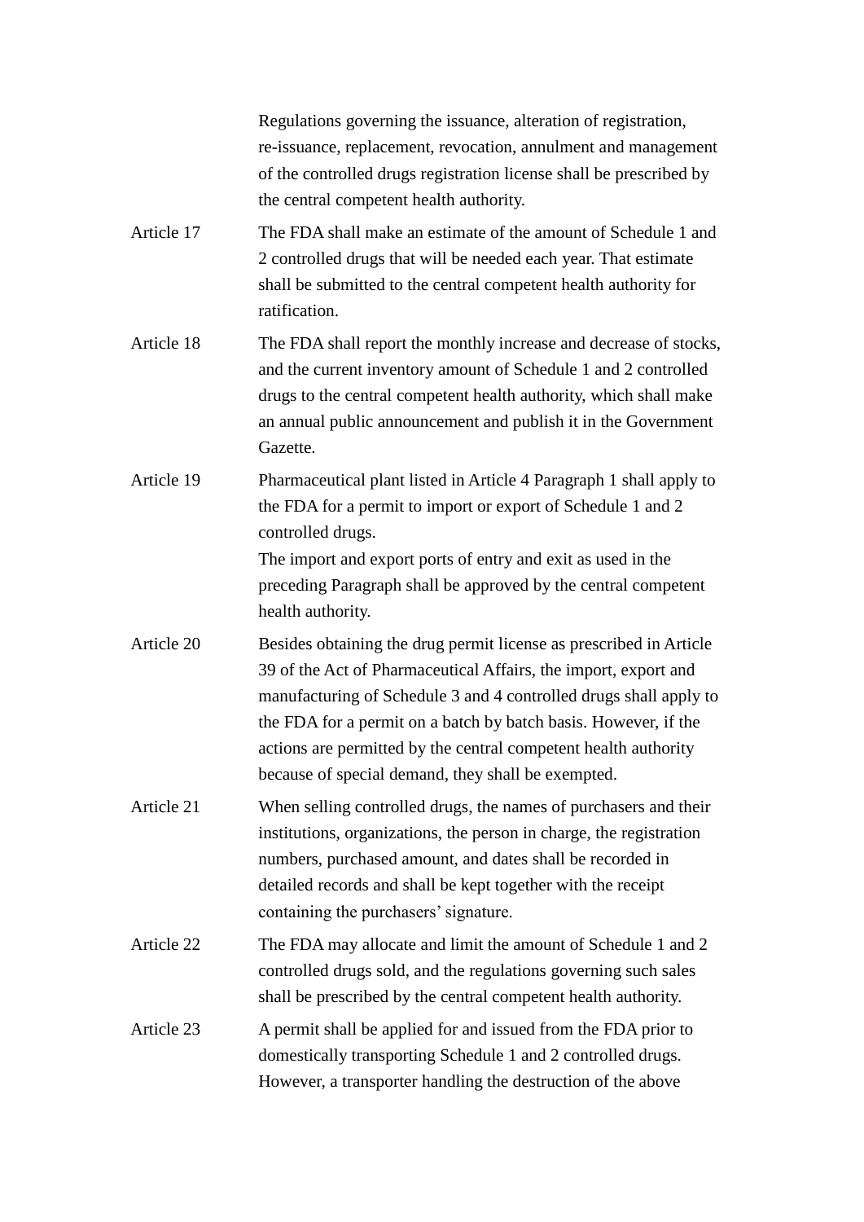Regulations governing the issuance, alteration of registration, re-issuance, replacement, revocation, annulment and management of the controlled drugs registration license shall be prescribed by the central competent health authority.

**Article 17** The FDA shall make an estimate of the amount of Schedule 1 and 2 controlled drugs that will be needed each year. That estimate shall be submitted to the central competent health authority for ratification.

**Article 18** The FDA shall report the monthly increase and decrease of stocks, and the current inventory amount of Schedule 1 and 2 controlled drugs to the central competent health authority, which shall make an annual public announcement and publish it in the Government Gazette.

**Article 19** Pharmaceutical plant listed in Article 4 Paragraph 1 shall apply to the FDA for a permit to import or export of Schedule 1 and 2 controlled drugs.

The import and export ports of entry and exit as used in the preceding Paragraph shall be approved by the central competent health authority.

**Article 20** Besides obtaining the drug permit license as prescribed in Article 39 of the Act of Pharmaceutical Affairs, the import, export and manufacturing of Schedule 3 and 4 controlled drugs shall apply to the FDA for a permit on a batch by batch basis. However, if the actions are permitted by the central competent health authority because of special demand, they shall be exempted.

**Article 21** When selling controlled drugs, the names of purchasers and their institutions, organizations, the person in charge, the registration numbers, purchased amount, and dates shall be recorded in detailed records and shall be kept together with the receipt containing the purchasers' signature.

**Article 22** The FDA may allocate and limit the amount of Schedule 1 and 2 controlled drugs sold, and the regulations governing such sales shall be prescribed by the central competent health authority.

**Article 23** A permit shall be applied for and issued from the FDA prior to domestically transporting Schedule 1 and 2 controlled drugs. However, a transporter handling the destruction of the above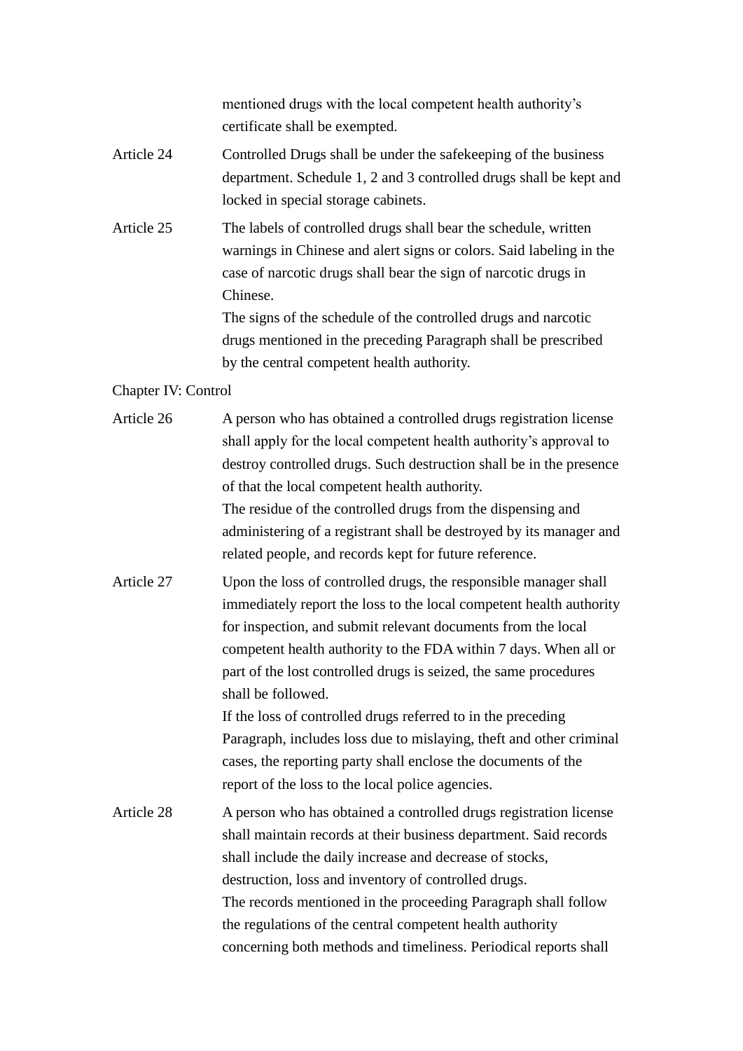mentioned drugs with the local competent health authority's certificate shall be exempted.

**Article 24** Controlled Drugs shall be under the safekeeping of the business department. Schedule 1, 2 and 3 controlled drugs shall be kept and locked in special storage cabinets.

**Article 25** The labels of controlled drugs shall bear the schedule, written warnings in Chinese and alert signs or colors. Said labeling in the case of narcotic drugs shall bear the sign of narcotic drugs in Chinese.

The signs of the schedule of the controlled drugs and narcotic drugs mentioned in the preceding Paragraph shall be prescribed by the central competent health authority.

## Chapter IV: Control

**Article 26** A person who has obtained a controlled drugs registration license shall apply for the local competent health authority's approval to destroy controlled drugs. Such destruction shall be in the presence of that the local competent health authority.

The residue of the controlled drugs from the dispensing and administering of a registrant shall be destroyed by its manager and related people, and records kept for future reference.

**Article 27** Upon the loss of controlled drugs, the responsible manager shall immediately report the loss to the local competent health authority for inspection, and submit relevant documents from the local competent health authority to the FDA within 7 days. When all or part of the lost controlled drugs is seized, the same procedures shall be followed.

If the loss of controlled drugs referred to in the preceding Paragraph, includes loss due to mislaying, theft and other criminal cases, the reporting party shall enclose the documents of the report of the loss to the local police agencies.

**Article 28** A person who has obtained a controlled drugs registration license shall maintain records at their business department. Said records shall include the daily increase and decrease of stocks, destruction, loss and inventory of controlled drugs.

The records mentioned in the proceeding Paragraph shall follow the regulations of the central competent health authority concerning both methods and timeliness. Periodical reports shall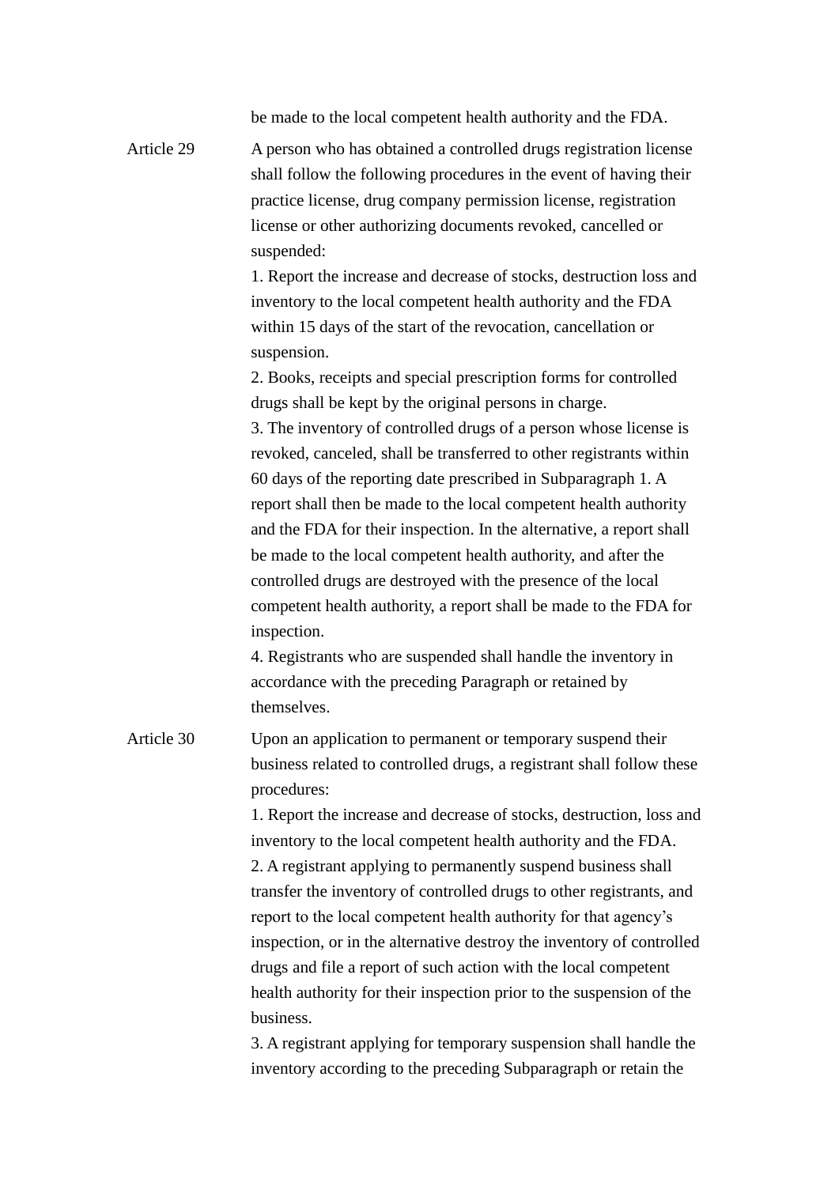be made to the local competent health authority and the FDA.

**Article 29**

A person who has obtained a controlled drugs registration license shall follow the following procedures in the event of having their practice license, drug company permission license, registration license or other authorizing documents revoked, cancelled or suspended:

1. Report the increase and decrease of stocks, destruction loss and inventory to the local competent health authority and the FDA within 15 days of the start of the revocation, cancellation or suspension.
2. Books, receipts and special prescription forms for controlled drugs shall be kept by the original persons in charge.
3. The inventory of controlled drugs of a person whose license is revoked, canceled, shall be transferred to other registrants within 60 days of the reporting date prescribed in Subparagraph 1. A report shall then be made to the local competent health authority and the FDA for their inspection. In the alternative, a report shall be made to the local competent health authority, and after the controlled drugs are destroyed with the presence of the local competent health authority, a report shall be made to the FDA for inspection.
4. Registrants who are suspended shall handle the inventory in accordance with the preceding Paragraph or retained by themselves.

**Article 30**

Upon an application to permanent or temporary suspend their business related to controlled drugs, a registrant shall follow these procedures:

1. Report the increase and decrease of stocks, destruction, loss and inventory to the local competent health authority and the FDA.
2. A registrant applying to permanently suspend business shall transfer the inventory of controlled drugs to other registrants, and report to the local competent health authority for that agency's inspection, or in the alternative destroy the inventory of controlled drugs and file a report of such action with the local competent health authority for their inspection prior to the suspension of the business.
3. A registrant applying for temporary suspension shall handle the inventory according to the preceding Subparagraph or retain the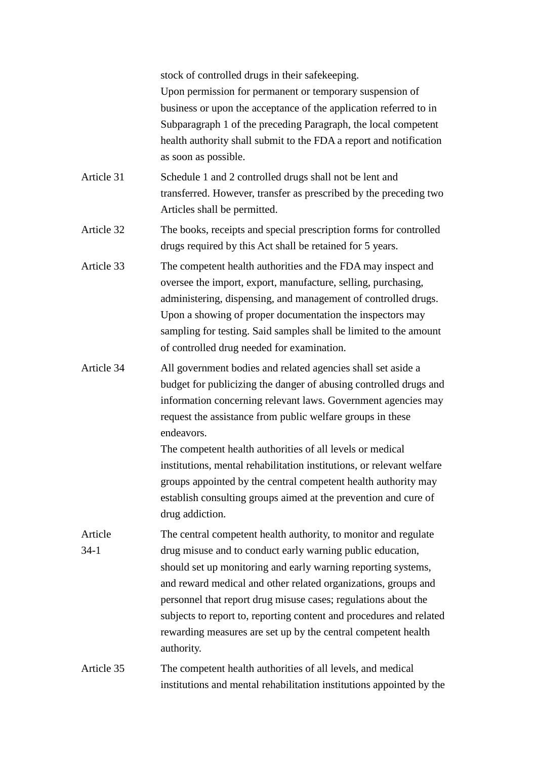stock of controlled drugs in their safekeeping.

Upon permission for permanent or temporary suspension of business or upon the acceptance of the application referred to in Subparagraph 1 of the preceding Paragraph, the local competent health authority shall submit to the FDA a report and notification as soon as possible.

| | |
|---|---|
| Article 31 | Schedule 1 and 2 controlled drugs shall not be lent and transferred. However, transfer as prescribed by the preceding two Articles shall be permitted. |
| Article 32 | The books, receipts and special prescription forms for controlled drugs required by this Act shall be retained for 5 years. |
| Article 33 | The competent health authorities and the FDA may inspect and oversee the import, export, manufacture, selling, purchasing, administering, dispensing, and management of controlled drugs. Upon a showing of proper documentation the inspectors may sampling for testing. Said samples shall be limited to the amount of controlled drug needed for examination. |
| Article 34 | All government bodies and related agencies shall set aside a budget for publicizing the danger of abusing controlled drugs and information concerning relevant laws. Government agencies may request the assistance from public welfare groups in these endeavors.<br>The competent health authorities of all levels or medical institutions, mental rehabilitation institutions, or relevant welfare groups appointed by the central competent health authority may establish consulting groups aimed at the prevention and cure of drug addiction. |
| Article 34-1 | The central competent health authority, to monitor and regulate drug misuse and to conduct early warning public education, should set up monitoring and early warning reporting systems, and reward medical and other related organizations, groups and personnel that report drug misuse cases; regulations about the subjects to report to, reporting content and procedures and related rewarding measures are set up by the central competent health authority. |
| Article 35 | The competent health authorities of all levels, and medical institutions and mental rehabilitation institutions appointed by the |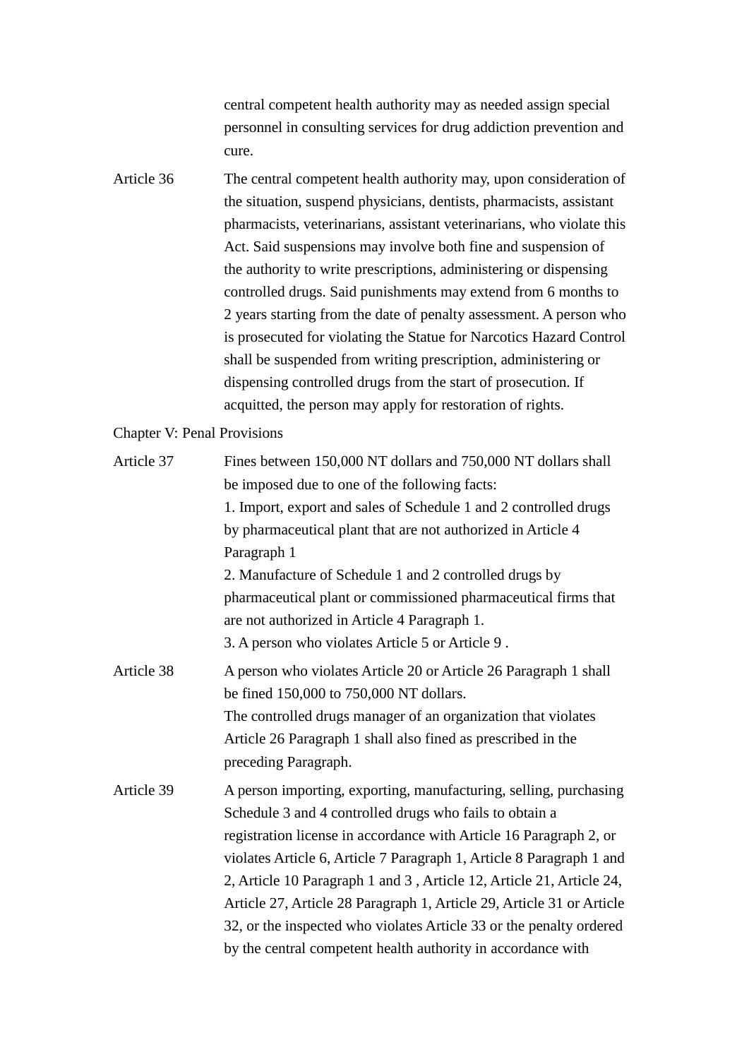central competent health authority may as needed assign special personnel in consulting services for drug addiction prevention and cure.

Article 36 The central competent health authority may, upon consideration of the situation, suspend physicians, dentists, pharmacists, assistant pharmacists, veterinarians, assistant veterinarians, who violate this Act. Said suspensions may involve both fine and suspension of the authority to write prescriptions, administering or dispensing controlled drugs. Said punishments may extend from 6 months to 2 years starting from the date of penalty assessment. A person who is prosecuted for violating the Statue for Narcotics Hazard Control shall be suspended from writing prescription, administering or dispensing controlled drugs from the start of prosecution. If acquitted, the person may apply for restoration of rights.

## Chapter V: Penal Provisions

Article 37 Fines between 150,000 NT dollars and 750,000 NT dollars shall be imposed due to one of the following facts:

1. Import, export and sales of Schedule 1 and 2 controlled drugs by pharmaceutical plant that are not authorized in Article 4 Paragraph 1
2. Manufacture of Schedule 1 and 2 controlled drugs by pharmaceutical plant or commissioned pharmaceutical firms that are not authorized in Article 4 Paragraph 1.
3. A person who violates Article 5 or Article 9 .

Article 38 A person who violates Article 20 or Article 26 Paragraph 1 shall be fined 150,000 to 750,000 NT dollars.

The controlled drugs manager of an organization that violates Article 26 Paragraph 1 shall also fined as prescribed in the preceding Paragraph.

Article 39 A person importing, exporting, manufacturing, selling, purchasing Schedule 3 and 4 controlled drugs who fails to obtain a registration license in accordance with Article 16 Paragraph 2, or violates Article 6, Article 7 Paragraph 1, Article 8 Paragraph 1 and 2, Article 10 Paragraph 1 and 3 , Article 12, Article 21, Article 24, Article 27, Article 28 Paragraph 1, Article 29, Article 31 or Article 32, or the inspected who violates Article 33 or the penalty ordered by the central competent health authority in accordance with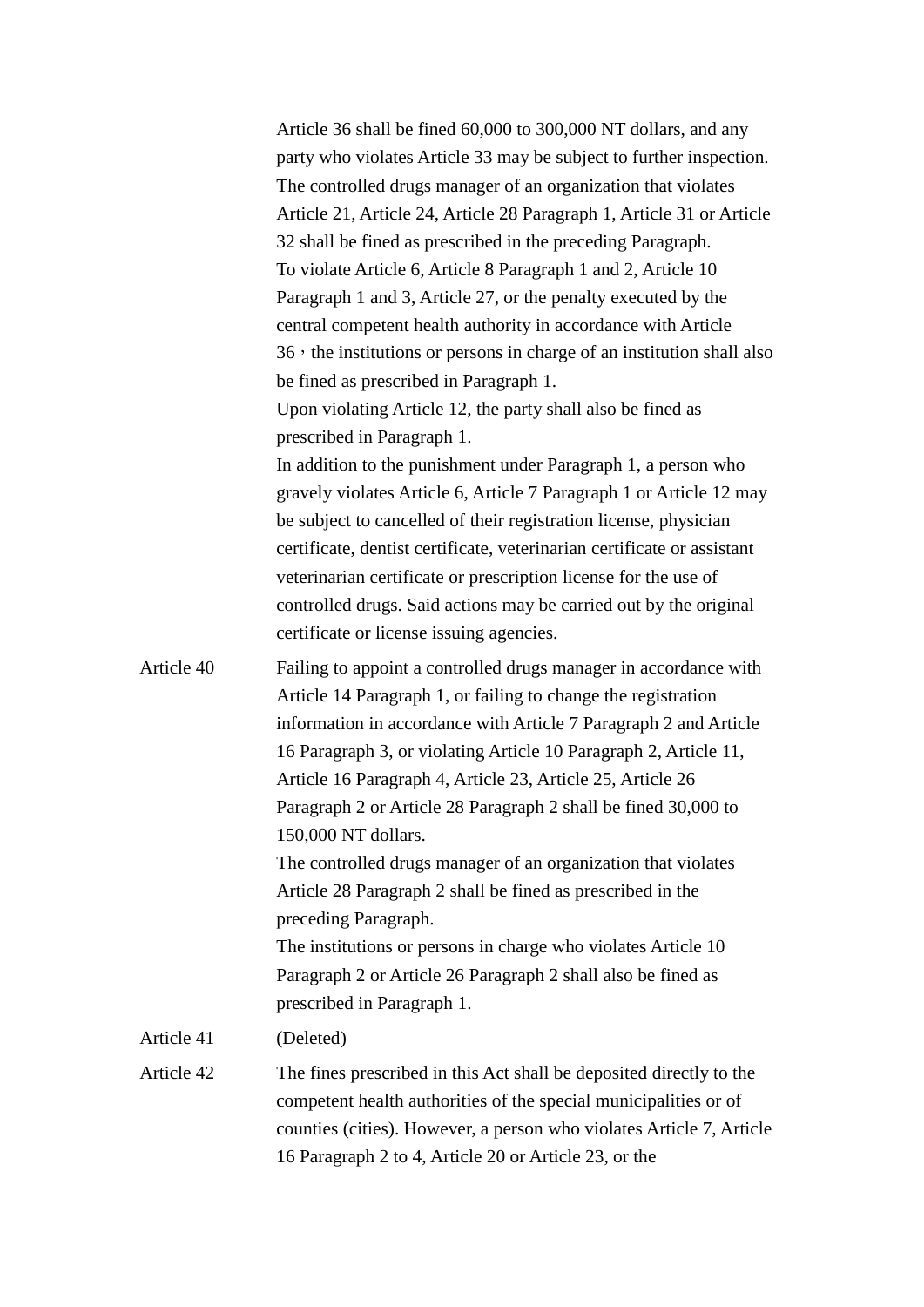Article 36 shall be fined 60,000 to 300,000 NT dollars, and any party who violates Article 33 may be subject to further inspection.

The controlled drugs manager of an organization that violates Article 21, Article 24, Article 28 Paragraph 1, Article 31 or Article 32 shall be fined as prescribed in the preceding Paragraph.

To violate Article 6, Article 8 Paragraph 1 and 2, Article 10 Paragraph 1 and 3, Article 27, or the penalty executed by the central competent health authority in accordance with Article 36，the institutions or persons in charge of an institution shall also be fined as prescribed in Paragraph 1.

Upon violating Article 12, the party shall also be fined as prescribed in Paragraph 1.

In addition to the punishment under Paragraph 1, a person who gravely violates Article 6, Article 7 Paragraph 1 or Article 12 may be subject to cancelled of their registration license, physician certificate, dentist certificate, veterinarian certificate or assistant veterinarian certificate or prescription license for the use of controlled drugs. Said actions may be carried out by the original certificate or license issuing agencies.

**Article 40**

Failing to appoint a controlled drugs manager in accordance with Article 14 Paragraph 1, or failing to change the registration information in accordance with Article 7 Paragraph 2 and Article 16 Paragraph 3, or violating Article 10 Paragraph 2, Article 11, Article 16 Paragraph 4, Article 23, Article 25, Article 26 Paragraph 2 or Article 28 Paragraph 2 shall be fined 30,000 to 150,000 NT dollars.

The controlled drugs manager of an organization that violates Article 28 Paragraph 2 shall be fined as prescribed in the preceding Paragraph.

The institutions or persons in charge who violates Article 10 Paragraph 2 or Article 26 Paragraph 2 shall also be fined as prescribed in Paragraph 1.

**Article 41**

(Deleted)

**Article 42**

The fines prescribed in this Act shall be deposited directly to the competent health authorities of the special municipalities or of counties (cities). However, a person who violates Article 7, Article 16 Paragraph 2 to 4, Article 20 or Article 23, or the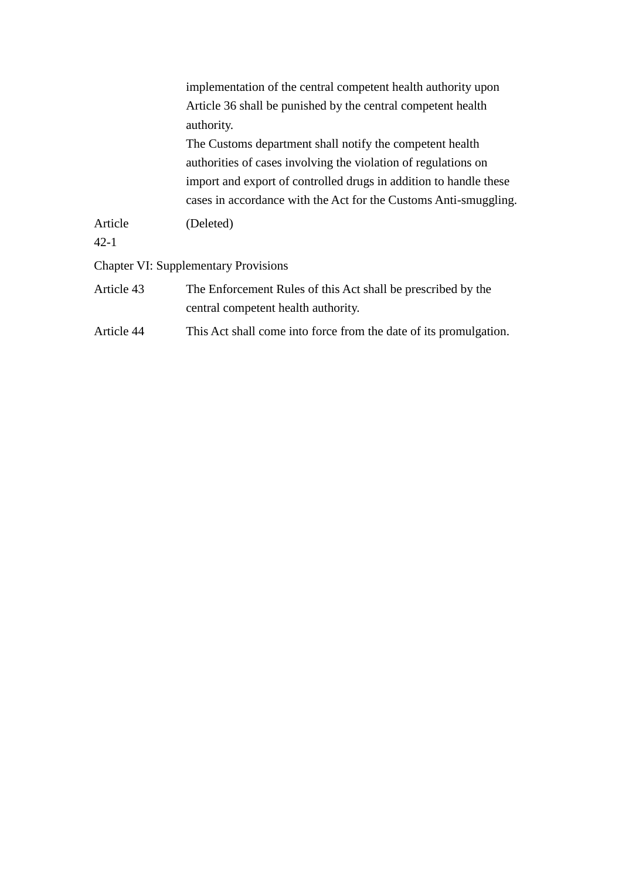implementation of the central competent health authority upon Article 36 shall be punished by the central competent health authority.

The Customs department shall notify the competent health authorities of cases involving the violation of regulations on import and export of controlled drugs in addition to handle these cases in accordance with the Act for the Customs Anti-smuggling.

Article 42-1 (Deleted)

## Chapter VI: Supplementary Provisions

Article 43 The Enforcement Rules of this Act shall be prescribed by the central competent health authority.

Article 44 This Act shall come into force from the date of its promulgation.